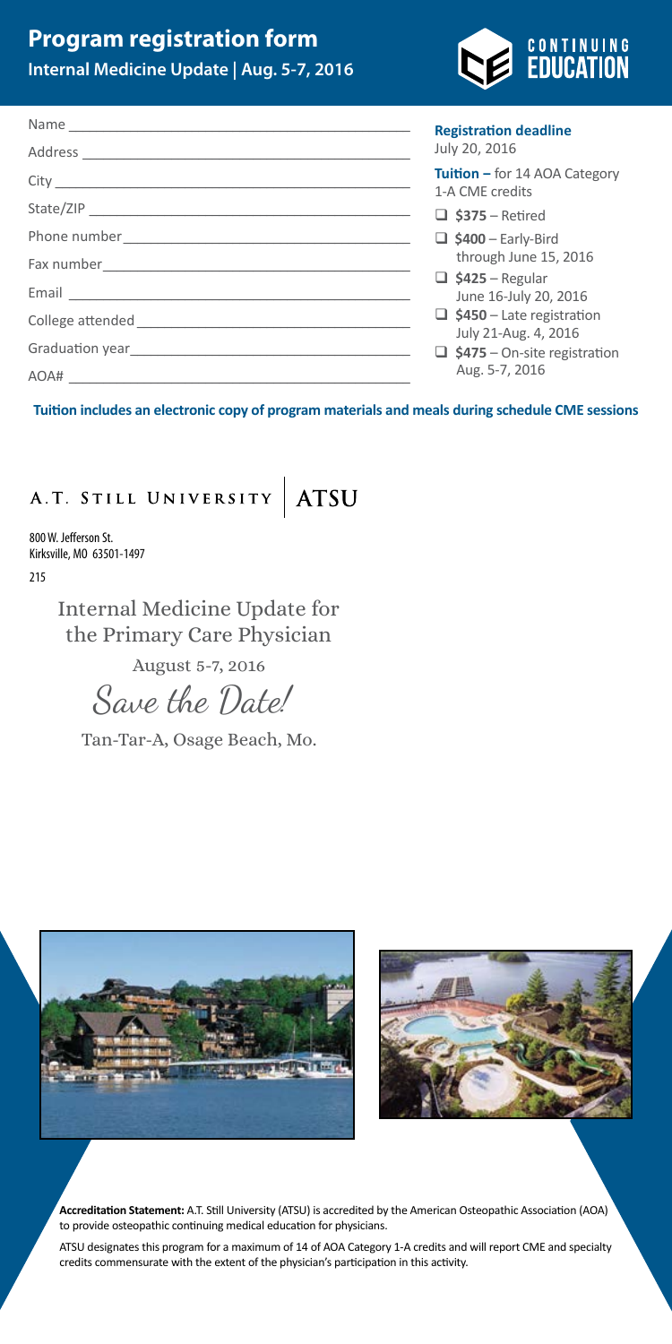# Program registration form

## Internal Medicine Update | Aug. 5-7, 2016

CONTINUING EDUCATION

Name \_\_\_\_\_\_\_\_\_\_\_\_\_\_\_\_\_\_\_\_\_\_\_\_\_\_\_\_\_\_\_\_\_\_\_\_\_\_\_\_

Address \_\_\_\_\_\_\_\_\_\_\_\_\_\_\_\_\_\_\_\_\_\_\_\_\_\_\_\_\_\_\_\_\_\_\_\_\_\_

City \_\_\_\_\_\_\_\_\_\_\_\_\_\_\_\_\_\_\_\_\_\_\_\_\_\_\_\_\_\_\_\_\_\_\_\_\_\_\_\_\_

State/ZIP \_\_\_\_\_\_\_\_\_\_\_\_\_\_\_\_\_\_\_\_\_\_\_\_\_\_\_\_\_\_\_\_\_\_\_\_\_

Phone number \_\_\_\_\_\_\_\_\_\_\_\_\_\_\_\_\_\_\_\_\_\_\_\_\_\_\_\_\_\_\_\_\_

Fax number \_\_\_\_\_\_\_\_\_\_\_\_\_\_\_\_\_\_\_\_\_\_\_\_\_\_\_\_\_\_\_\_\_\_

Email \_\_\_\_\_\_\_\_\_\_\_\_\_\_\_\_\_\_\_\_\_\_\_\_\_\_\_\_\_\_\_\_\_\_\_\_\_\_\_

College attended \_\_\_\_\_\_\_\_\_\_\_\_\_\_\_\_\_\_\_\_\_\_\_\_\_\_\_\_\_\_\_

Graduation year \_\_\_\_\_\_\_\_\_\_\_\_\_\_\_\_\_\_\_\_\_\_\_\_\_\_\_\_\_\_\_\_

AOA# \_\_\_\_\_\_\_\_\_\_\_\_\_\_\_\_\_\_\_\_\_\_\_\_\_\_\_\_\_\_\_\_\_\_\_\_\_\_\_

**Registration deadline**
July 20, 2016

**Tuition –** for 14 AOA Category 1-A CME credits

- ☐ **$375** – Retired
- ☐ **$400** – Early-Bird through June 15, 2016
- ☐ **$425** – Regular June 16-July 20, 2016
- ☐ **$450** – Late registration July 21-Aug. 4, 2016
- ☐ **$475** – On-site registration Aug. 5-7, 2016

**Tuition includes an electronic copy of program materials and meals during schedule CME sessions**

A.T. STILL UNIVERSITY | ATSU

800 W. Jefferson St.
Kirksville, MO 63501-1497

215

Internal Medicine Update for the Primary Care Physician

August 5-7, 2016

*Save the Date!*

Tan-Tar-A, Osage Beach, Mo.

**Accreditation Statement:** A.T. Still University (ATSU) is accredited by the American Osteopathic Association (AOA) to provide osteopathic continuing medical education for physicians.

ATSU designates this program for a maximum of 14 of AOA Category 1-A credits and will report CME and specialty credits commensurate with the extent of the physician's participation in this activity.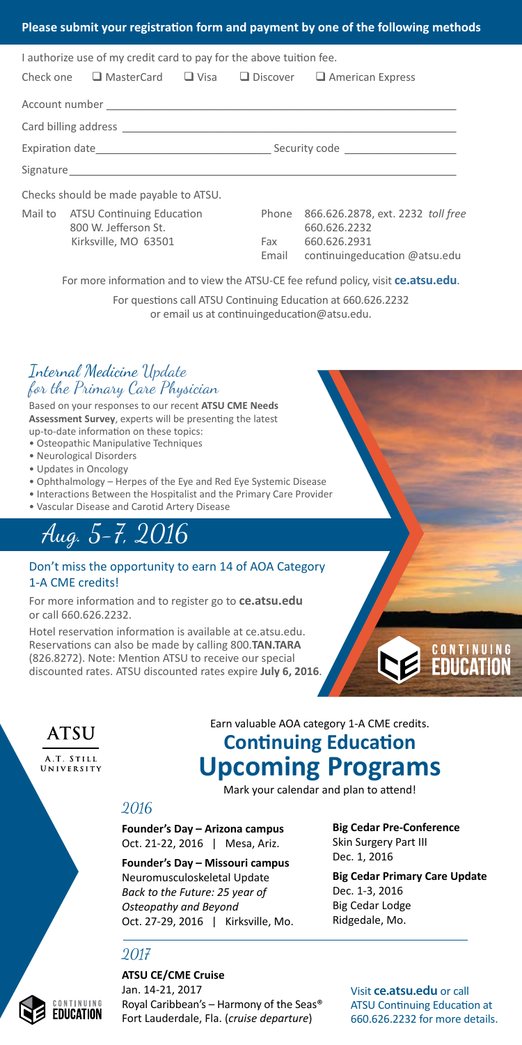## Please submit your registration form and payment by one of the following methods

I authorize use of my credit card to pay for the above tuition fee.

Check one ❑ MasterCard ❑ Visa ❑ Discover ❑ American Express

Account number ______________________________

Card billing address ______________________________

Expiration date ______________ Security code ______________

Signature ______________________________

Checks should be made payable to ATSU.

Mail to ATSU Continuing Education
800 W. Jefferson St.
Kirksville, MO 63501

Phone 866.626.2878, ext. 2232 *toll free*
660.626.2232
Fax 660.626.2931
Email continuingeducation @atsu.edu

For more information and to view the ATSU-CE fee refund policy, visit **ce.atsu.edu**.

For questions call ATSU Continuing Education at 660.626.2232
or email us at continuingeducation@atsu.edu.

## Internal Medicine Update for the Primary Care Physician

Based on your responses to our recent **ATSU CME Needs Assessment Survey**, experts will be presenting the latest up-to-date information on these topics:

- Osteopathic Manipulative Techniques
- Neurological Disorders
- Updates in Oncology
- Ophthalmology – Herpes of the Eye and Red Eye Systemic Disease
- Interactions Between the Hospitalist and the Primary Care Provider
- Vascular Disease and Carotid Artery Disease

## Aug. 5-7, 2016

Don't miss the opportunity to earn 14 of AOA Category 1-A CME credits!

For more information and to register go to **ce.atsu.edu** or call 660.626.2232.

Hotel reservation information is available at ce.atsu.edu. Reservations can also be made by calling 800.**TAN.TARA** (826.8272). Note: Mention ATSU to receive our special discounted rates. ATSU discounted rates expire **July 6, 2016**.

CONTINUING EDUCATION

ATSU
A.T. Still University

Earn valuable AOA category 1-A CME credits.

# Continuing Education Upcoming Programs

Mark your calendar and plan to attend!

### 2016

**Founder's Day – Arizona campus**
Oct. 21-22, 2016 | Mesa, Ariz.

**Founder's Day – Missouri campus**
Neuromusculoskeletal Update
*Back to the Future: 25 year of Osteopathy and Beyond*
Oct. 27-29, 2016 | Kirksville, Mo.

**Big Cedar Pre-Conference**
Skin Surgery Part III
Dec. 1, 2016

**Big Cedar Primary Care Update**
Dec. 1-3, 2016
Big Cedar Lodge
Ridgedale, Mo.

### 2017

**ATSU CE/CME Cruise**
Jan. 14-21, 2017
Royal Caribbean's – Harmony of the Seas®
Fort Lauderdale, Fla. (*cruise departure*)

Visit **ce.atsu.edu** or call ATSU Continuing Education at 660.626.2232 for more details.

CONTINUING EDUCATION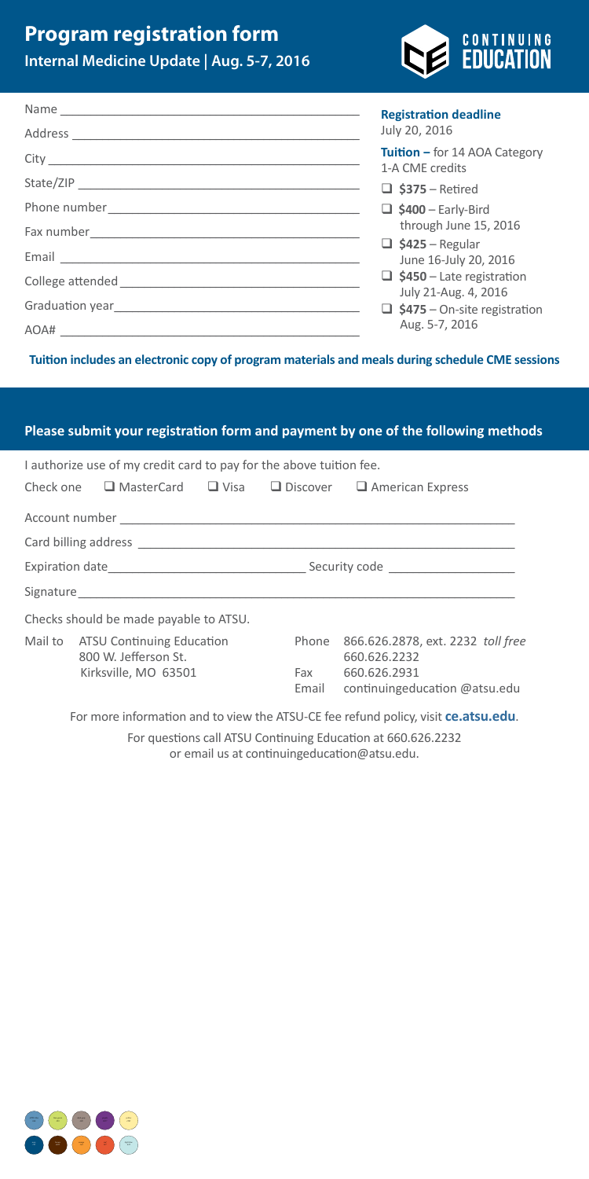# Program registration form

**Internal Medicine Update | Aug. 5-7, 2016**

CONTINUING EDUCATION

Name ______________________________

Address ______________________________

City ______________________________

State/ZIP ______________________________

Phone number ______________________________

Fax number ______________________________

Email ______________________________

College attended ______________________________

Graduation year ______________________________

AOA# ______________________________

**Registration deadline**
July 20, 2016

**Tuition –** for 14 AOA Category 1-A CME credits

- ❑ **$375** – Retired
- ❑ **$400** – Early-Bird through June 15, 2016
- ❑ **$425** – Regular June 16-July 20, 2016
- ❑ **$450** – Late registration July 21-Aug. 4, 2016
- ❑ **$475** – On-site registration Aug. 5-7, 2016

**Tuition includes an electronic copy of program materials and meals during schedule CME sessions**

## Please submit your registration form and payment by one of the following methods

I authorize use of my credit card to pay for the above tuition fee.

Check one ❑ MasterCard ❑ Visa ❑ Discover ❑ American Express

Account number ______________________________

Card billing address ______________________________

Expiration date ______________________________ Security code ____________________

Signature ______________________________

Checks should be made payable to ATSU.

Mail to ATSU Continuing Education
800 W. Jefferson St.
Kirksville, MO 63501

Phone 866.626.2878, ext. 2232 *toll free*
660.626.2232
Fax 660.626.2931
Email continuingeducation @atsu.edu

For more information and to view the ATSU-CE fee refund policy, visit **ce.atsu.edu**.

For questions call ATSU Continuing Education at 660.626.2232 or email us at continuingeducation@atsu.edu.